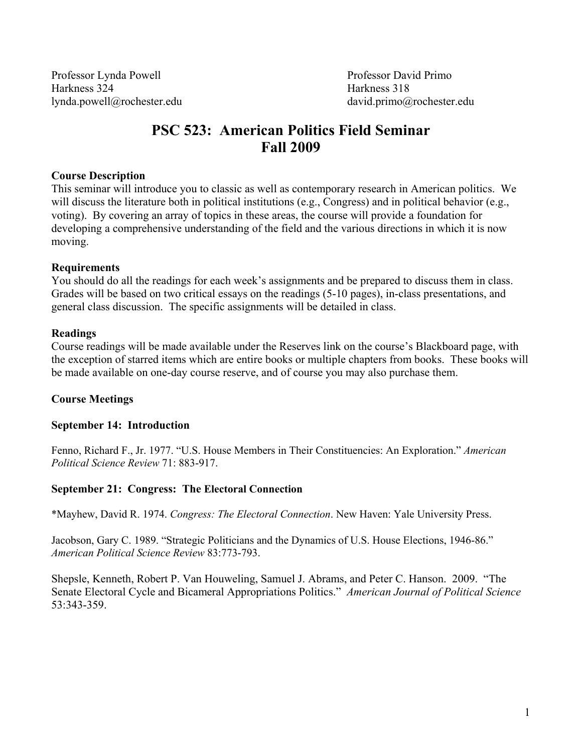Professor Lynda Powell
Harkness 324
lynda.powell@rochester.edu

Professor David Primo
Harkness 318
david.primo@rochester.edu

# PSC 523: American Politics Field Seminar
# Fall 2009

**Course Description**
This seminar will introduce you to classic as well as contemporary research in American politics. We will discuss the literature both in political institutions (e.g., Congress) and in political behavior (e.g., voting). By covering an array of topics in these areas, the course will provide a foundation for developing a comprehensive understanding of the field and the various directions in which it is now moving.

**Requirements**
You should do all the readings for each week's assignments and be prepared to discuss them in class. Grades will be based on two critical essays on the readings (5-10 pages), in-class presentations, and general class discussion. The specific assignments will be detailed in class.

**Readings**
Course readings will be made available under the Reserves link on the course's Blackboard page, with the exception of starred items which are entire books or multiple chapters from books. These books will be made available on one-day course reserve, and of course you may also purchase them.

**Course Meetings**

**September 14: Introduction**

Fenno, Richard F., Jr. 1977. "U.S. House Members in Their Constituencies: An Exploration." *American Political Science Review* 71: 883-917.

**September 21: Congress: The Electoral Connection**

*Mayhew, David R. 1974. *Congress: The Electoral Connection*. New Haven: Yale University Press.

Jacobson, Gary C. 1989. "Strategic Politicians and the Dynamics of U.S. House Elections, 1946-86." *American Political Science Review* 83:773-793.

Shepsle, Kenneth, Robert P. Van Houweling, Samuel J. Abrams, and Peter C. Hanson. 2009. "The Senate Electoral Cycle and Bicameral Appropriations Politics." *American Journal of Political Science* 53:343-359.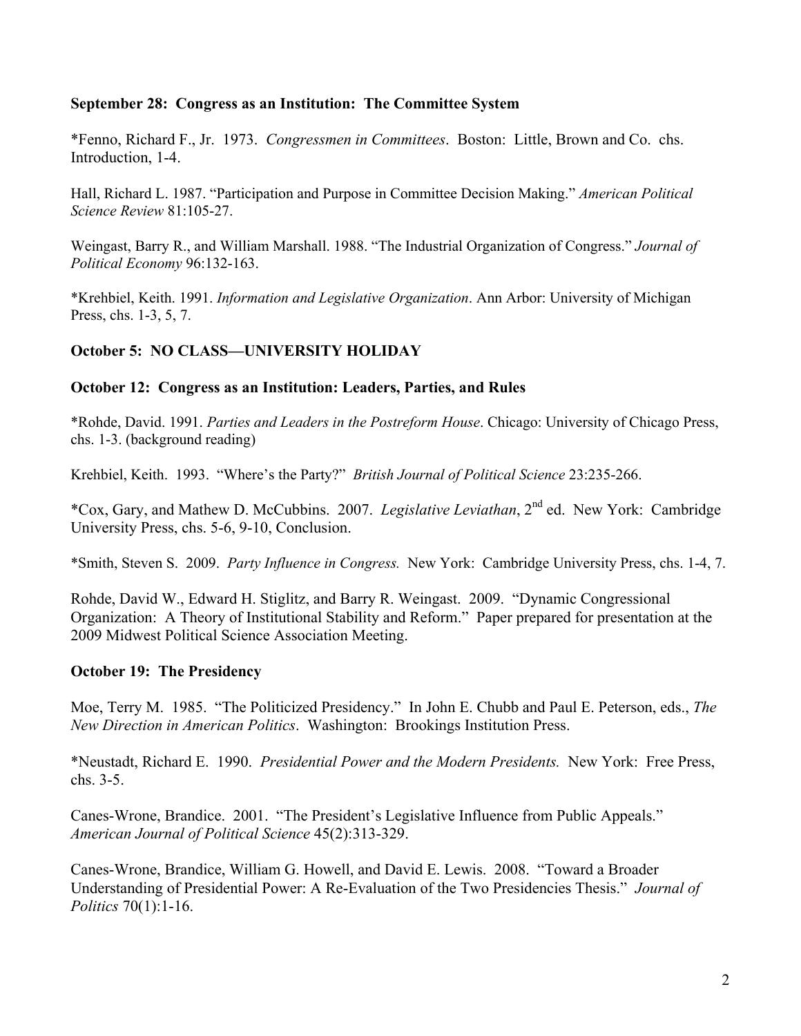**September 28: Congress as an Institution: The Committee System**

*Fenno, Richard F., Jr. 1973. *Congressmen in Committees*. Boston: Little, Brown and Co. chs. Introduction, 1-4.

Hall, Richard L. 1987. "Participation and Purpose in Committee Decision Making." *American Political Science Review* 81:105-27.

Weingast, Barry R., and William Marshall. 1988. "The Industrial Organization of Congress." *Journal of Political Economy* 96:132-163.

*Krehbiel, Keith. 1991. *Information and Legislative Organization*. Ann Arbor: University of Michigan Press, chs. 1-3, 5, 7.

**October 5: NO CLASS—UNIVERSITY HOLIDAY**

**October 12: Congress as an Institution: Leaders, Parties, and Rules**

*Rohde, David. 1991. *Parties and Leaders in the Postreform House*. Chicago: University of Chicago Press, chs. 1-3. (background reading)

Krehbiel, Keith. 1993. "Where's the Party?" *British Journal of Political Science* 23:235-266.

*Cox, Gary, and Mathew D. McCubbins. 2007. *Legislative Leviathan*, 2nd ed. New York: Cambridge University Press, chs. 5-6, 9-10, Conclusion.

*Smith, Steven S. 2009. *Party Influence in Congress.* New York: Cambridge University Press, chs. 1-4, 7.

Rohde, David W., Edward H. Stiglitz, and Barry R. Weingast. 2009. "Dynamic Congressional Organization: A Theory of Institutional Stability and Reform." Paper prepared for presentation at the 2009 Midwest Political Science Association Meeting.

**October 19: The Presidency**

Moe, Terry M. 1985. "The Politicized Presidency." In John E. Chubb and Paul E. Peterson, eds., *The New Direction in American Politics*. Washington: Brookings Institution Press.

*Neustadt, Richard E. 1990. *Presidential Power and the Modern Presidents.* New York: Free Press, chs. 3-5.

Canes-Wrone, Brandice. 2001. "The President's Legislative Influence from Public Appeals." *American Journal of Political Science* 45(2):313-329.

Canes-Wrone, Brandice, William G. Howell, and David E. Lewis. 2008. "Toward a Broader Understanding of Presidential Power: A Re-Evaluation of the Two Presidencies Thesis." *Journal of Politics* 70(1):1-16.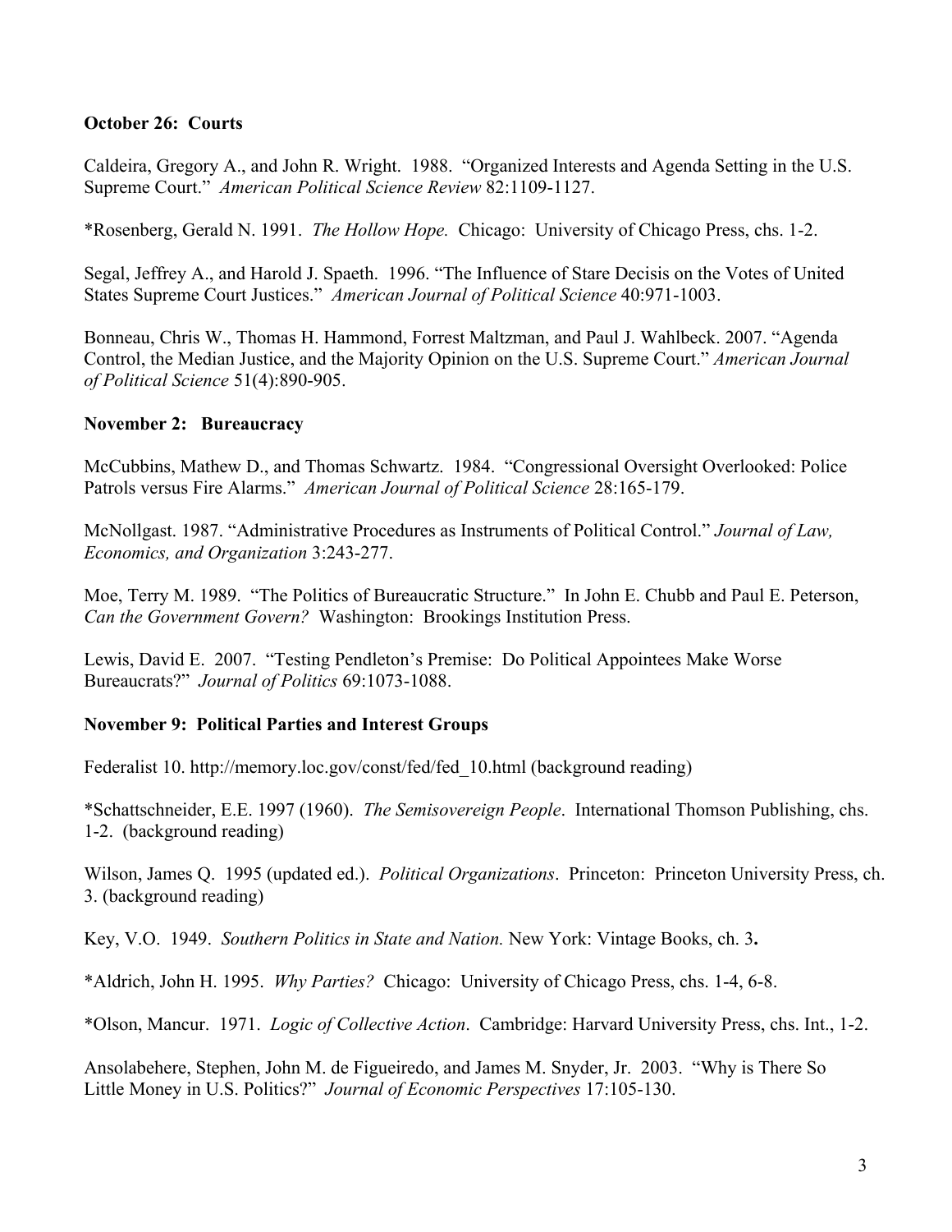**October 26: Courts**

Caldeira, Gregory A., and John R. Wright. 1988. "Organized Interests and Agenda Setting in the U.S. Supreme Court." *American Political Science Review* 82:1109-1127.

*Rosenberg, Gerald N. 1991. *The Hollow Hope.* Chicago: University of Chicago Press, chs. 1-2.

Segal, Jeffrey A., and Harold J. Spaeth. 1996. "The Influence of Stare Decisis on the Votes of United States Supreme Court Justices." *American Journal of Political Science* 40:971-1003.

Bonneau, Chris W., Thomas H. Hammond, Forrest Maltzman, and Paul J. Wahlbeck. 2007. "Agenda Control, the Median Justice, and the Majority Opinion on the U.S. Supreme Court." *American Journal of Political Science* 51(4):890-905.

**November 2: Bureaucracy**

McCubbins, Mathew D., and Thomas Schwartz. 1984. "Congressional Oversight Overlooked: Police Patrols versus Fire Alarms." *American Journal of Political Science* 28:165-179.

McNollgast. 1987. "Administrative Procedures as Instruments of Political Control." *Journal of Law, Economics, and Organization* 3:243-277.

Moe, Terry M. 1989. "The Politics of Bureaucratic Structure." In John E. Chubb and Paul E. Peterson, *Can the Government Govern?* Washington: Brookings Institution Press.

Lewis, David E. 2007. "Testing Pendleton's Premise: Do Political Appointees Make Worse Bureaucrats?" *Journal of Politics* 69:1073-1088.

**November 9: Political Parties and Interest Groups**

Federalist 10. http://memory.loc.gov/const/fed/fed_10.html (background reading)

*Schattschneider, E.E. 1997 (1960). *The Semisovereign People*. International Thomson Publishing, chs. 1-2. (background reading)

Wilson, James Q. 1995 (updated ed.). *Political Organizations*. Princeton: Princeton University Press, ch. 3. (background reading)

Key, V.O. 1949. *Southern Politics in State and Nation.* New York: Vintage Books, ch. 3.

*Aldrich, John H. 1995. *Why Parties?* Chicago: University of Chicago Press, chs. 1-4, 6-8.

*Olson, Mancur. 1971. *Logic of Collective Action*. Cambridge: Harvard University Press, chs. Int., 1-2.

Ansolabehere, Stephen, John M. de Figueiredo, and James M. Snyder, Jr. 2003. "Why is There So Little Money in U.S. Politics?" *Journal of Economic Perspectives* 17:105-130.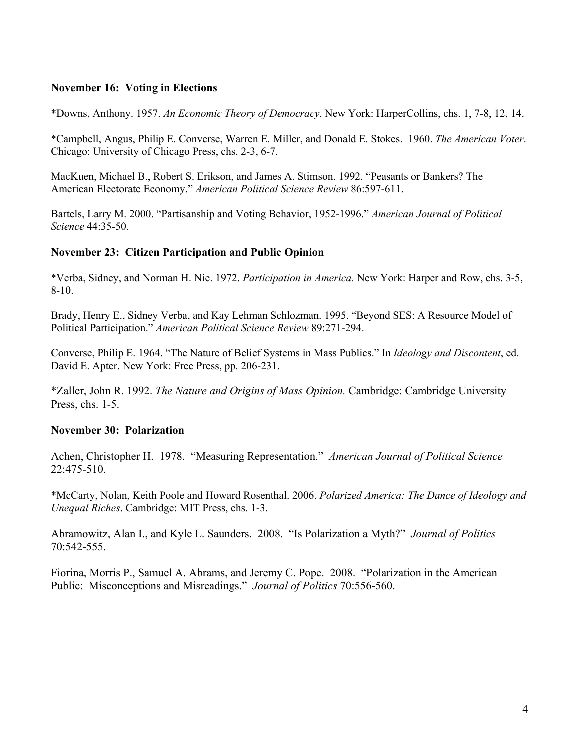**November 16: Voting in Elections**

*Downs, Anthony. 1957. *An Economic Theory of Democracy.* New York: HarperCollins, chs. 1, 7-8, 12, 14.

*Campbell, Angus, Philip E. Converse, Warren E. Miller, and Donald E. Stokes. 1960. *The American Voter*. Chicago: University of Chicago Press, chs. 2-3, 6-7.

MacKuen, Michael B., Robert S. Erikson, and James A. Stimson. 1992. "Peasants or Bankers? The American Electorate Economy." *American Political Science Review* 86:597-611.

Bartels, Larry M. 2000. "Partisanship and Voting Behavior, 1952-1996." *American Journal of Political Science* 44:35-50.

**November 23: Citizen Participation and Public Opinion**

*Verba, Sidney, and Norman H. Nie. 1972. *Participation in America.* New York: Harper and Row, chs. 3-5, 8-10.

Brady, Henry E., Sidney Verba, and Kay Lehman Schlozman. 1995. "Beyond SES: A Resource Model of Political Participation." *American Political Science Review* 89:271-294.

Converse, Philip E. 1964. "The Nature of Belief Systems in Mass Publics." In *Ideology and Discontent*, ed. David E. Apter. New York: Free Press, pp. 206-231.

*Zaller, John R. 1992. *The Nature and Origins of Mass Opinion.* Cambridge: Cambridge University Press, chs. 1-5.

**November 30: Polarization**

Achen, Christopher H. 1978. "Measuring Representation." *American Journal of Political Science* 22:475-510.

*McCarty, Nolan, Keith Poole and Howard Rosenthal. 2006. *Polarized America: The Dance of Ideology and Unequal Riches*. Cambridge: MIT Press, chs. 1-3.

Abramowitz, Alan I., and Kyle L. Saunders. 2008. "Is Polarization a Myth?" *Journal of Politics* 70:542-555.

Fiorina, Morris P., Samuel A. Abrams, and Jeremy C. Pope. 2008. "Polarization in the American Public: Misconceptions and Misreadings." *Journal of Politics* 70:556-560.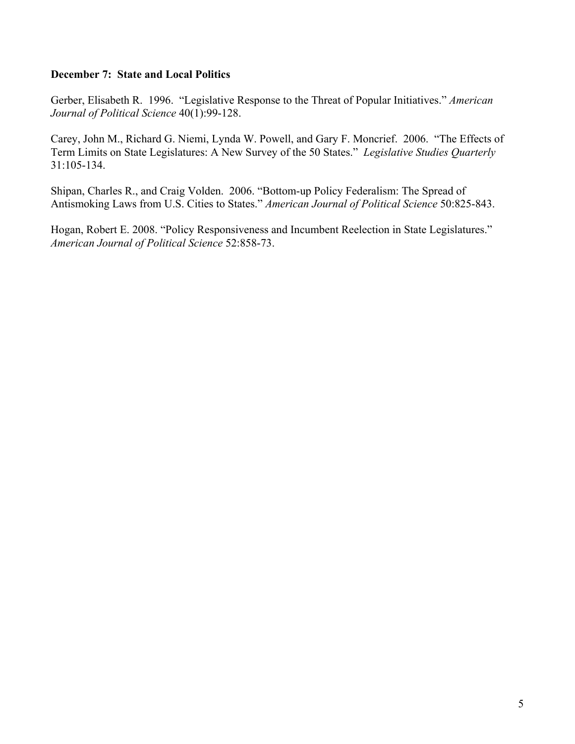**December 7: State and Local Politics**

Gerber, Elisabeth R. 1996. "Legislative Response to the Threat of Popular Initiatives." *American Journal of Political Science* 40(1):99-128.

Carey, John M., Richard G. Niemi, Lynda W. Powell, and Gary F. Moncrief. 2006. "The Effects of Term Limits on State Legislatures: A New Survey of the 50 States." *Legislative Studies Quarterly* 31:105-134.

Shipan, Charles R., and Craig Volden. 2006. "Bottom-up Policy Federalism: The Spread of Antismoking Laws from U.S. Cities to States." *American Journal of Political Science* 50:825-843.

Hogan, Robert E. 2008. "Policy Responsiveness and Incumbent Reelection in State Legislatures." *American Journal of Political Science* 52:858-73.